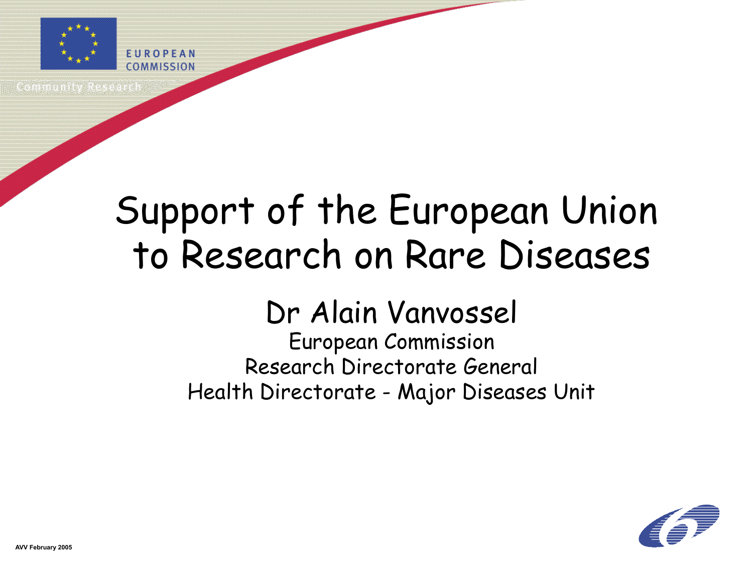EUROPEAN COMMISSION

Community Research

# Support of the European Union to Research on Rare Diseases

## Dr Alain Vanvossel

European Commission
Research Directorate General
Health Directorate - Major Diseases Unit

AVV February 2005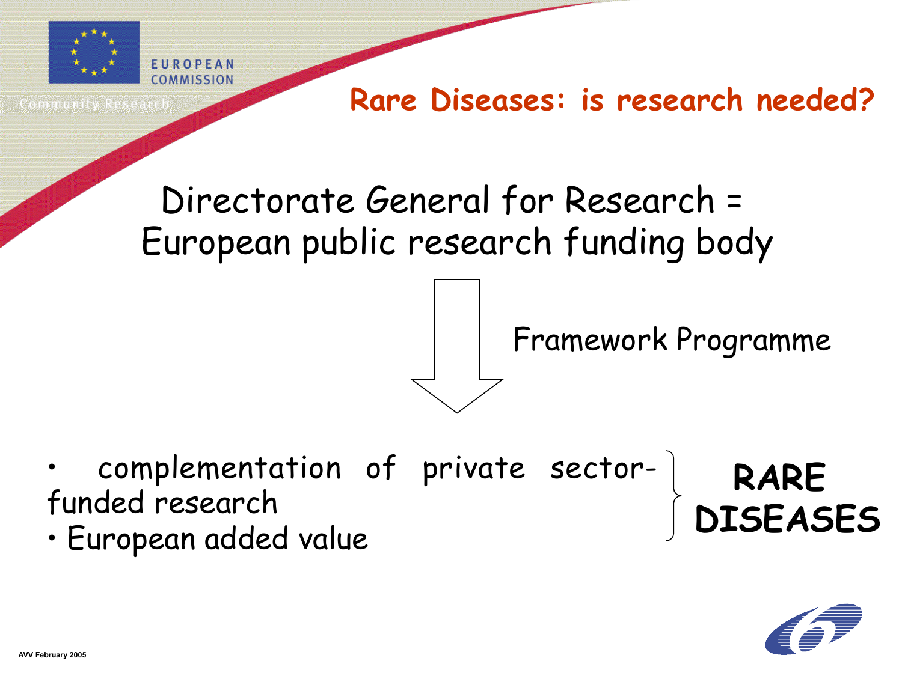# Rare Diseases: is research needed?

Directorate General for Research =
European public research funding body

Framework Programme

- complementation of private sector-funded research
- European added value

**RARE DISEASES**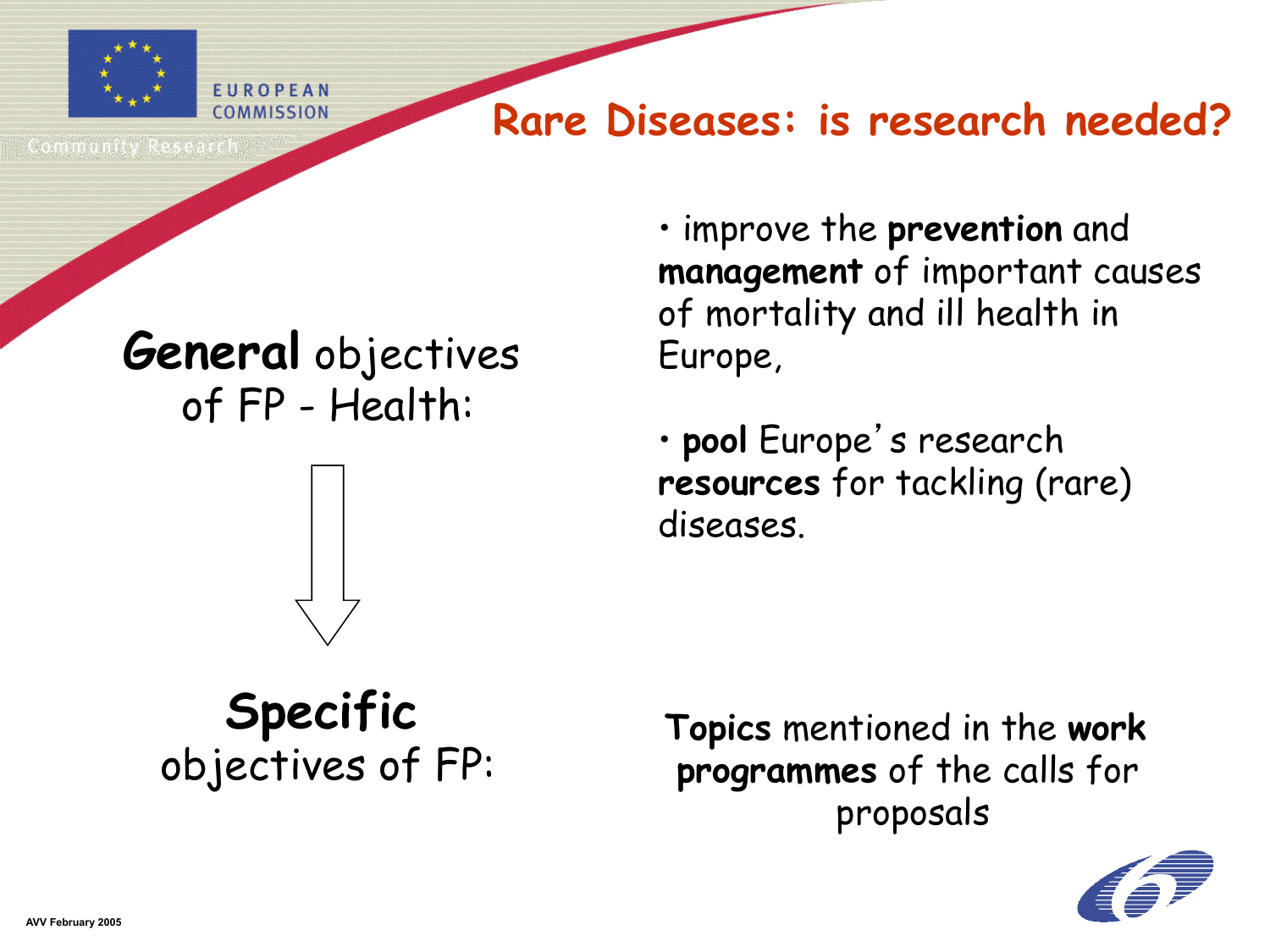# Rare Diseases: is research needed?

**General** objectives of FP - Health:

- improve the **prevention** and **management** of important causes of mortality and ill health in Europe,
- **pool** Europe's research **resources** for tackling (rare) diseases.

**Specific** objectives of FP:

**Topics** mentioned in the **work programmes** of the calls for proposals

AVV February 2005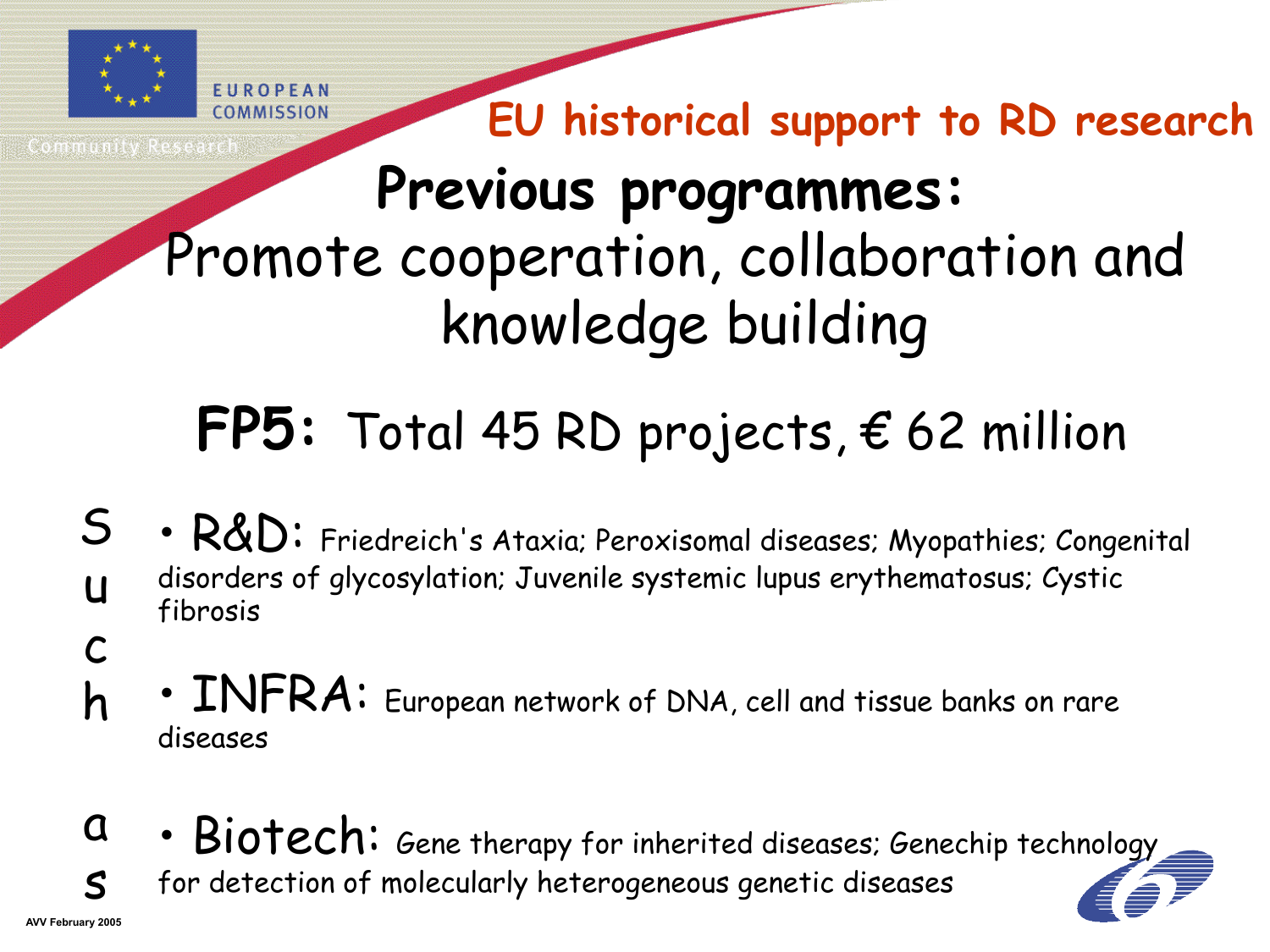EUROPEAN COMMISSION

Community Research

## EU historical support to RD research

# Previous programmes:

Promote cooperation, collaboration and knowledge building

## FP5: Total 45 RD projects, € 62 million

Such as

- **R&D:** Friedreich's Ataxia; Peroxisomal diseases; Myopathies; Congenital disorders of glycosylation; Juvenile systemic lupus erythematosus; Cystic fibrosis
- **INFRA:** European network of DNA, cell and tissue banks on rare diseases
- **Biotech:** Gene therapy for inherited diseases; Genechip technology for detection of molecularly heterogeneous genetic diseases

AVV February 2005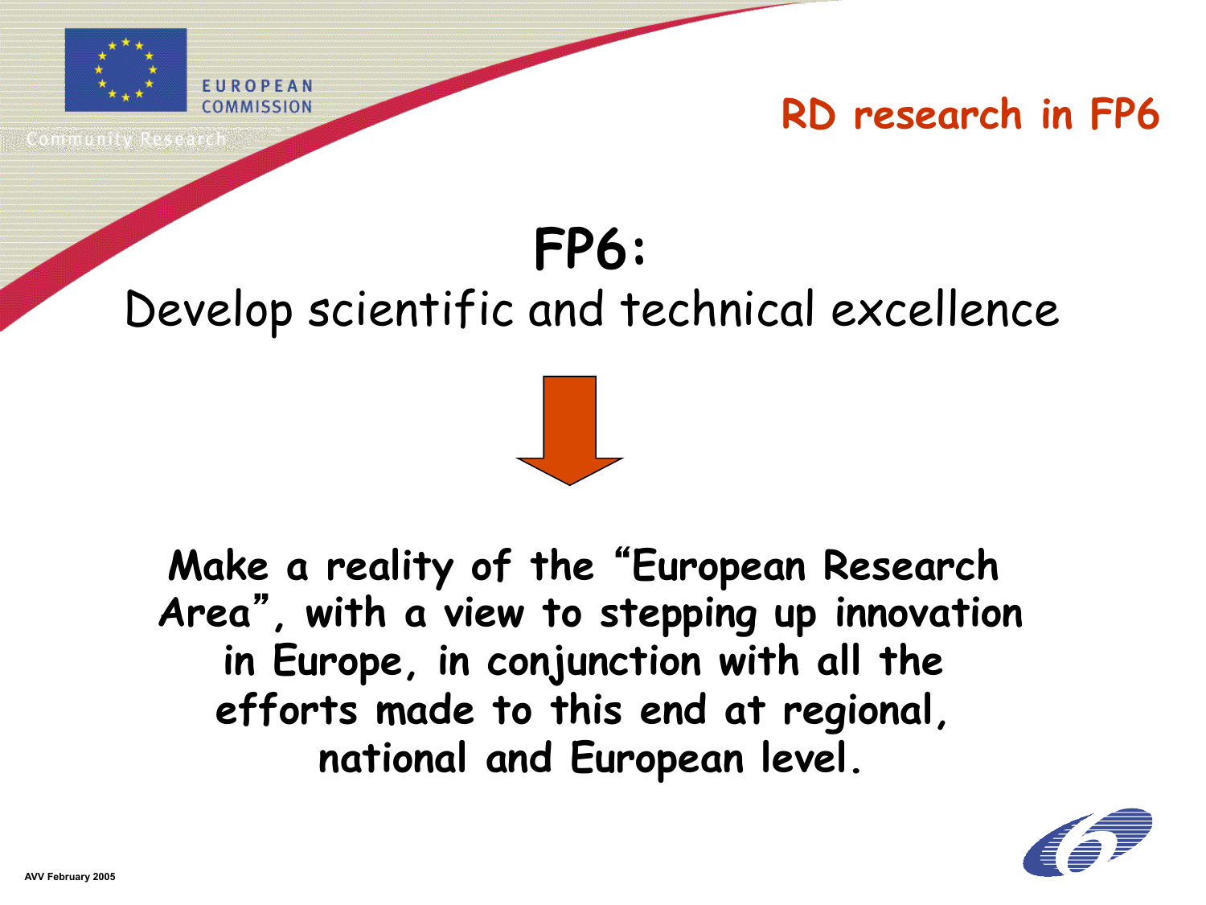# RD research in FP6

## FP6:

Develop scientific and technical excellence

↓

**Make a reality of the "European Research Area", with a view to stepping up innovation in Europe, in conjunction with all the efforts made to this end at regional, national and European level.**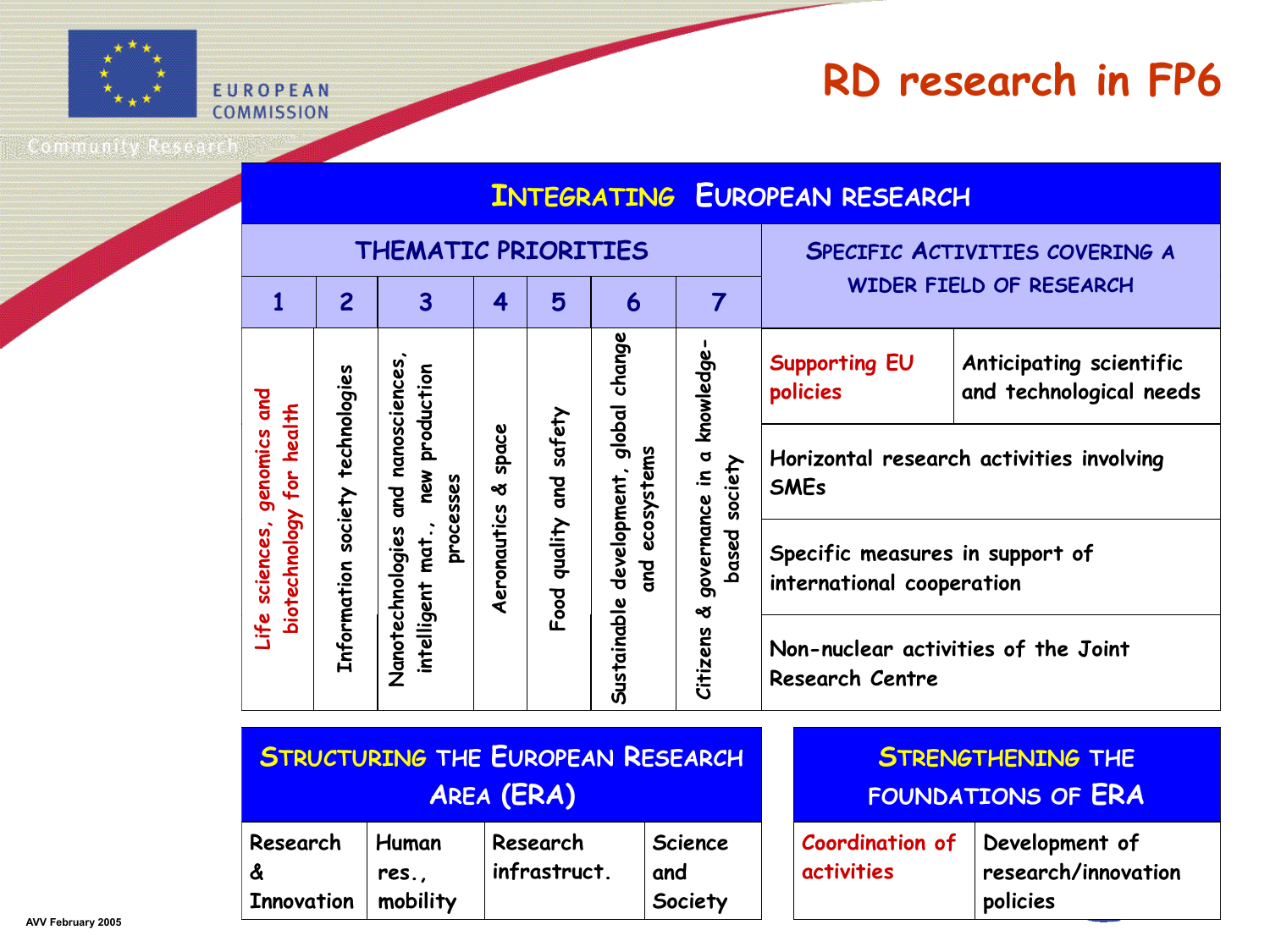# RD research in FP6

## INTEGRATING EUROPEAN RESEARCH

### THEMATIC PRIORITIES

| 1 | 2 | 3 | 4 | 5 | 6 | 7 |
|---|---|---|---|---|---|---|
| Life sciences, genomics and biotechnology for health | Information society technologies | Nanotechnologies and nanosciences, intelligent mat., new production processes | Aeronautics & space | Food quality and safety | Sustainable development, global change and ecosystems | Citizens & governance in a knowledge-based society |

### SPECIFIC ACTIVITIES COVERING A WIDER FIELD OF RESEARCH

| Supporting EU policies | Anticipating scientific and technological needs |
|---|---|
| Horizontal research activities involving SMEs | |
| Specific measures in support of international cooperation | |
| Non-nuclear activities of the Joint Research Centre | |

## STRUCTURING THE EUROPEAN RESEARCH AREA (ERA)

| Research & Innovation | Human res., mobility | Research infrastruct. | Science and Society |
|---|---|---|---|

## STRENGTHENING THE FOUNDATIONS OF ERA

| Coordination of activities | Development of research/innovation policies |
|---|---|

AVV February 2005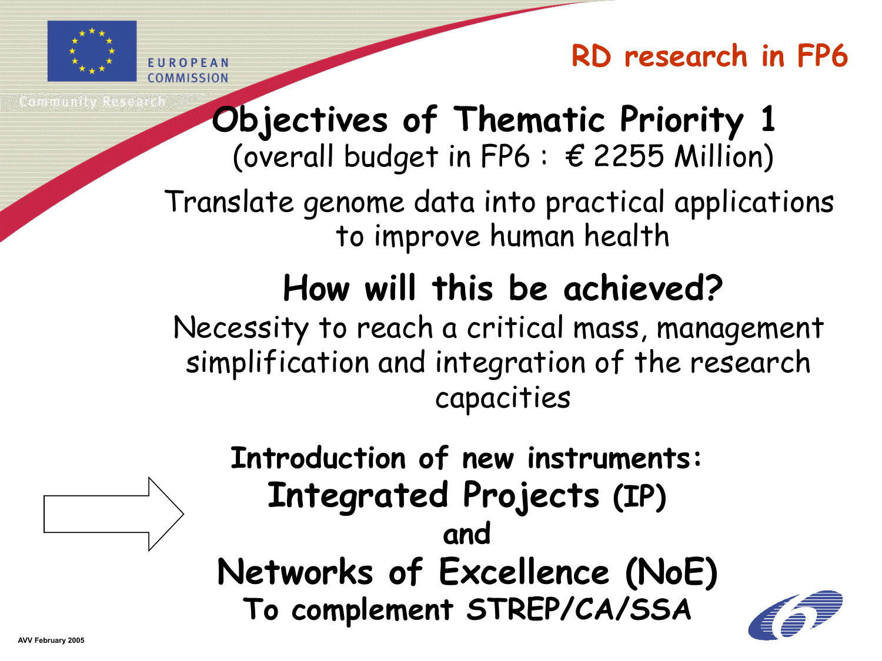# RD research in FP6

## Objectives of Thematic Priority 1

(overall budget in FP6 : € 2255 Million)

Translate genome data into practical applications to improve human health

## How will this be achieved?

Necessity to reach a critical mass, management simplification and integration of the research capacities

**Introduction of new instruments:**

**Integrated Projects (IP)**

**and**

**Networks of Excellence (NoE)**

**To complement STREP/CA/SSA**

AVV February 2005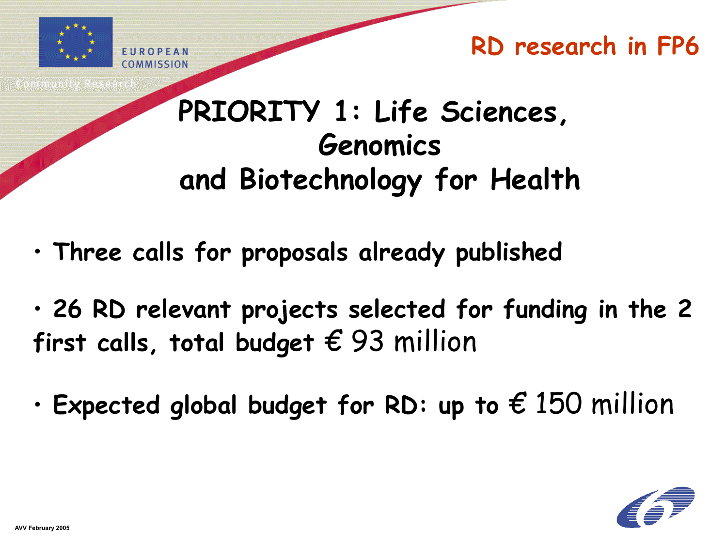# RD research in FP6

## PRIORITY 1: Life Sciences, Genomics and Biotechnology for Health

- Three calls for proposals already published
- 26 RD relevant projects selected for funding in the 2 first calls, total budget € 93 million
- Expected global budget for RD: up to € 150 million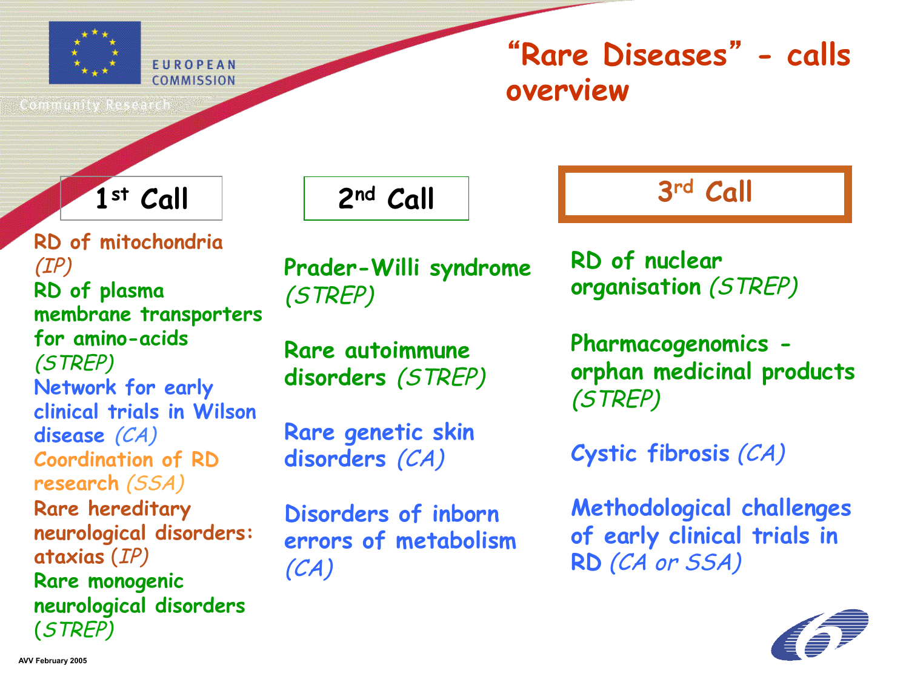# "Rare Diseases" - calls overview

## 1st Call

- RD of mitochondria *(IP)*
- RD of plasma membrane transporters for amino-acids *(STREP)*
- Network for early clinical trials in Wilson disease *(CA)*
- Coordination of RD research *(SSA)*
- Rare hereditary neurological disorders: ataxias *(IP)*
- Rare monogenic neurological disorders *(STREP)*

## 2nd Call

- Prader-Willi syndrome *(STREP)*
- Rare autoimmune disorders *(STREP)*
- Rare genetic skin disorders *(CA)*
- Disorders of inborn errors of metabolism *(CA)*

## 3rd Call

- RD of nuclear organisation *(STREP)*
- Pharmacogenomics - orphan medicinal products *(STREP)*
- Cystic fibrosis *(CA)*
- Methodological challenges of early clinical trials in RD *(CA or SSA)*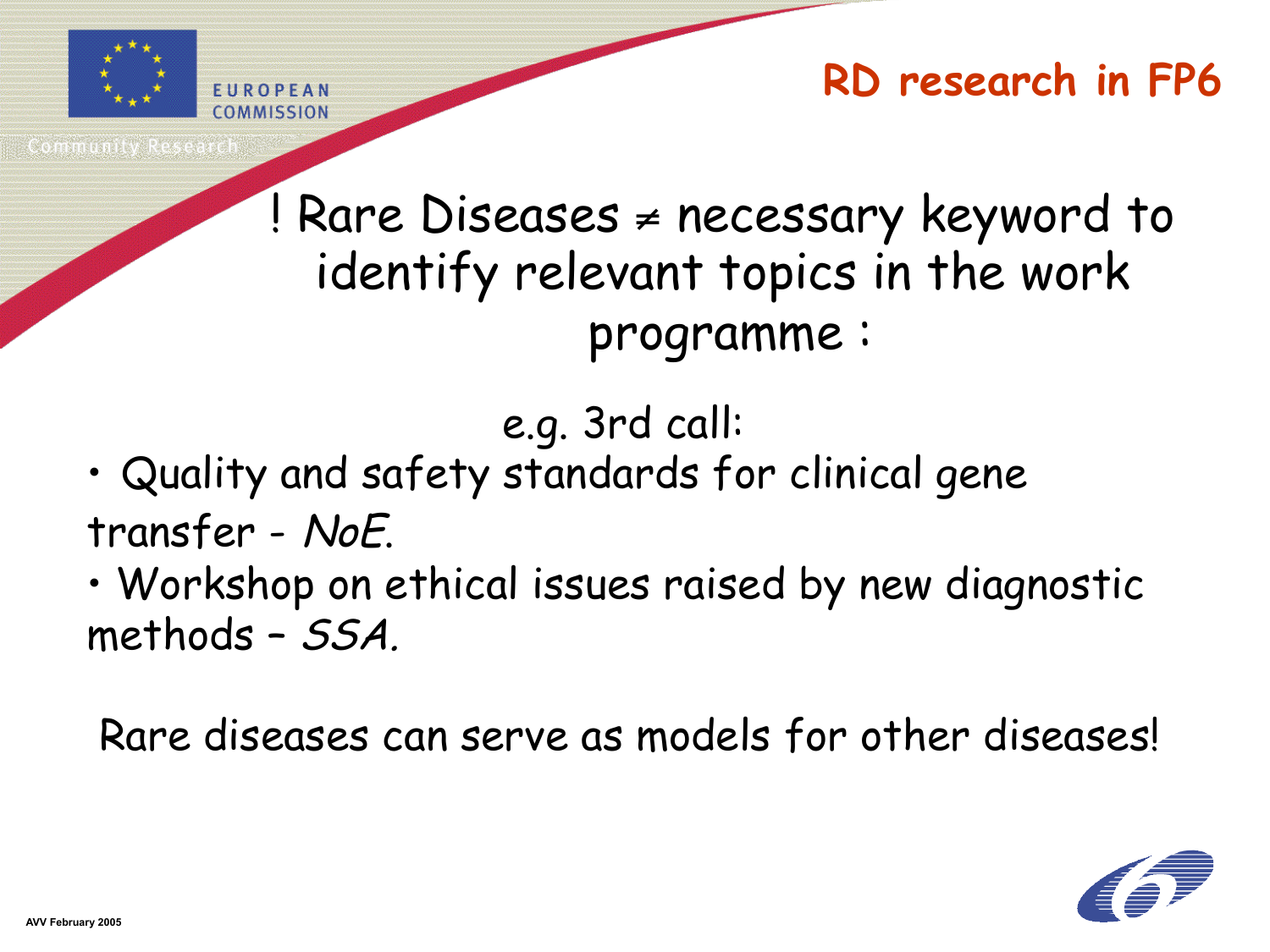# RD research in FP6

! Rare Diseases ≠ necessary keyword to identify relevant topics in the work programme :

e.g. 3rd call:

- Quality and safety standards for clinical gene transfer - *NoE.*
- Workshop on ethical issues raised by new diagnostic methods – *SSA.*

Rare diseases can serve as models for other diseases!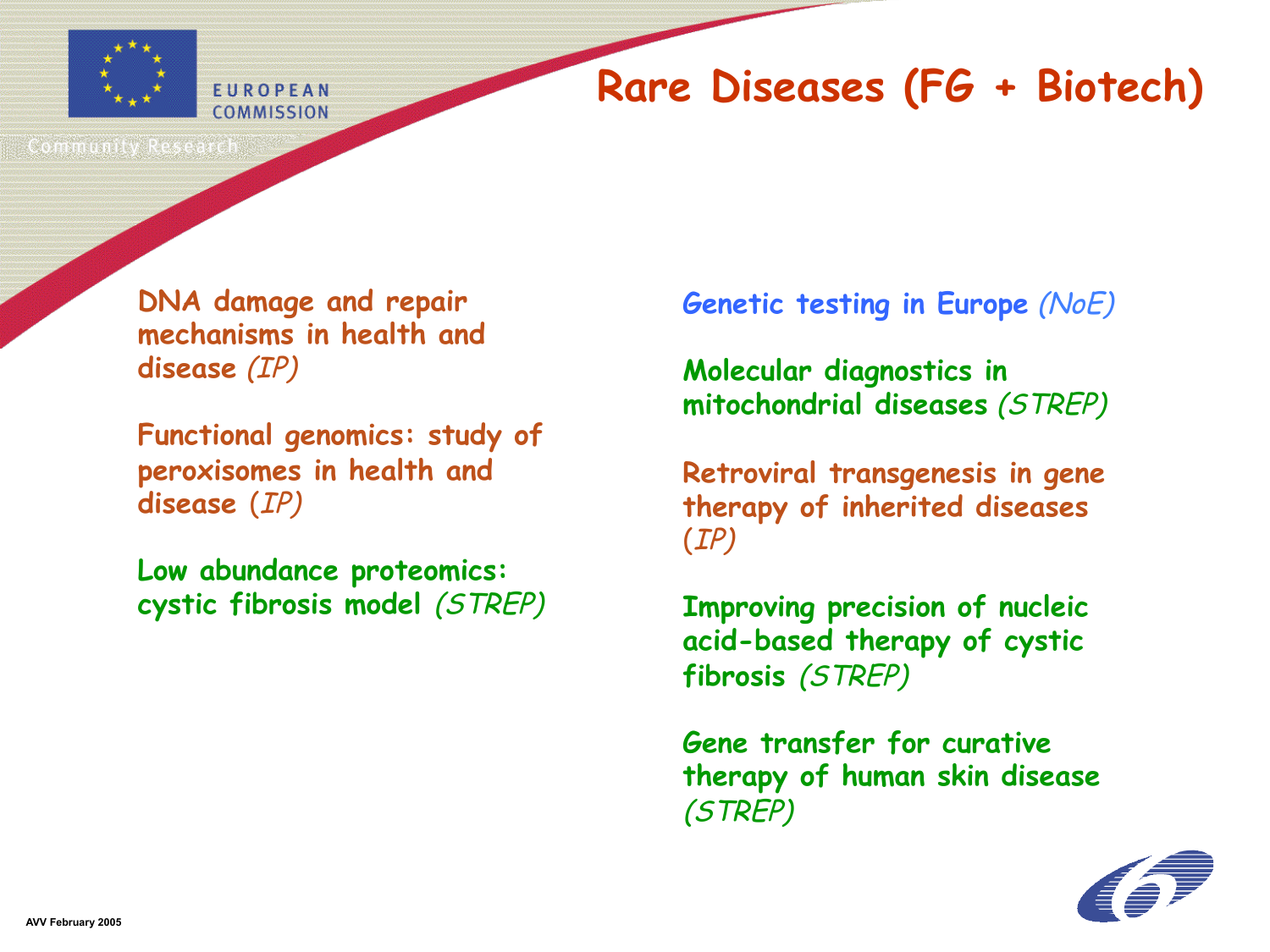# Rare Diseases (FG + Biotech)

**DNA damage and repair mechanisms in health and disease** *(IP)*

**Functional genomics: study of peroxisomes in health and disease** (*IP)*

**Low abundance proteomics: cystic fibrosis model** *(STREP)*

**Genetic testing in Europe** *(NoE)*

**Molecular diagnostics in mitochondrial diseases** *(STREP)*

**Retroviral transgenesis in gene therapy of inherited diseases** (*IP)*

**Improving precision of nucleic acid-based therapy of cystic fibrosis** *(STREP)*

**Gene transfer for curative therapy of human skin disease** *(STREP)*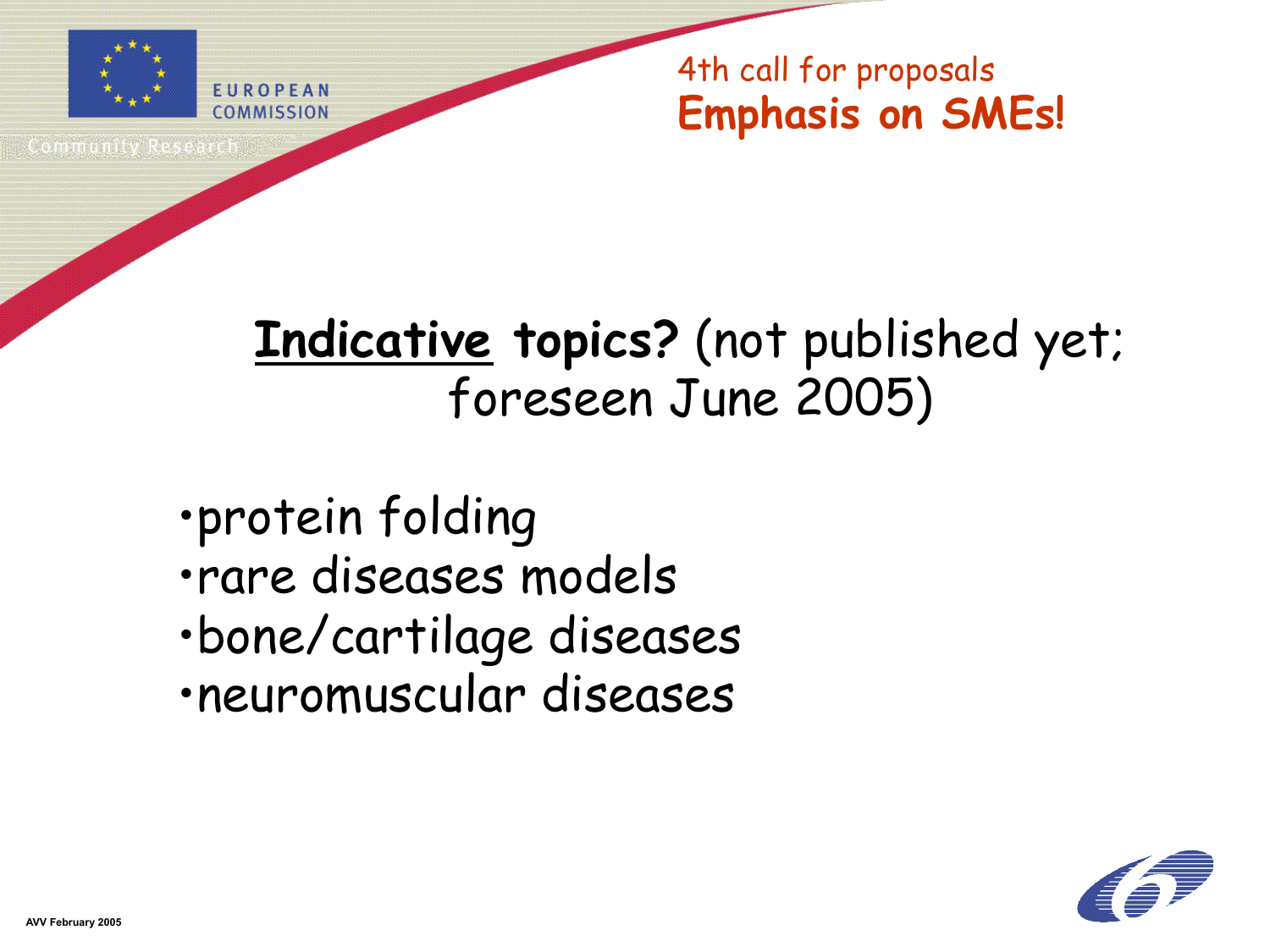4th call for proposals

**Emphasis on SMEs!**

## **Indicative topics?** (not published yet; foreseen June 2005)

- protein folding
- rare diseases models
- bone/cartilage diseases
- neuromuscular diseases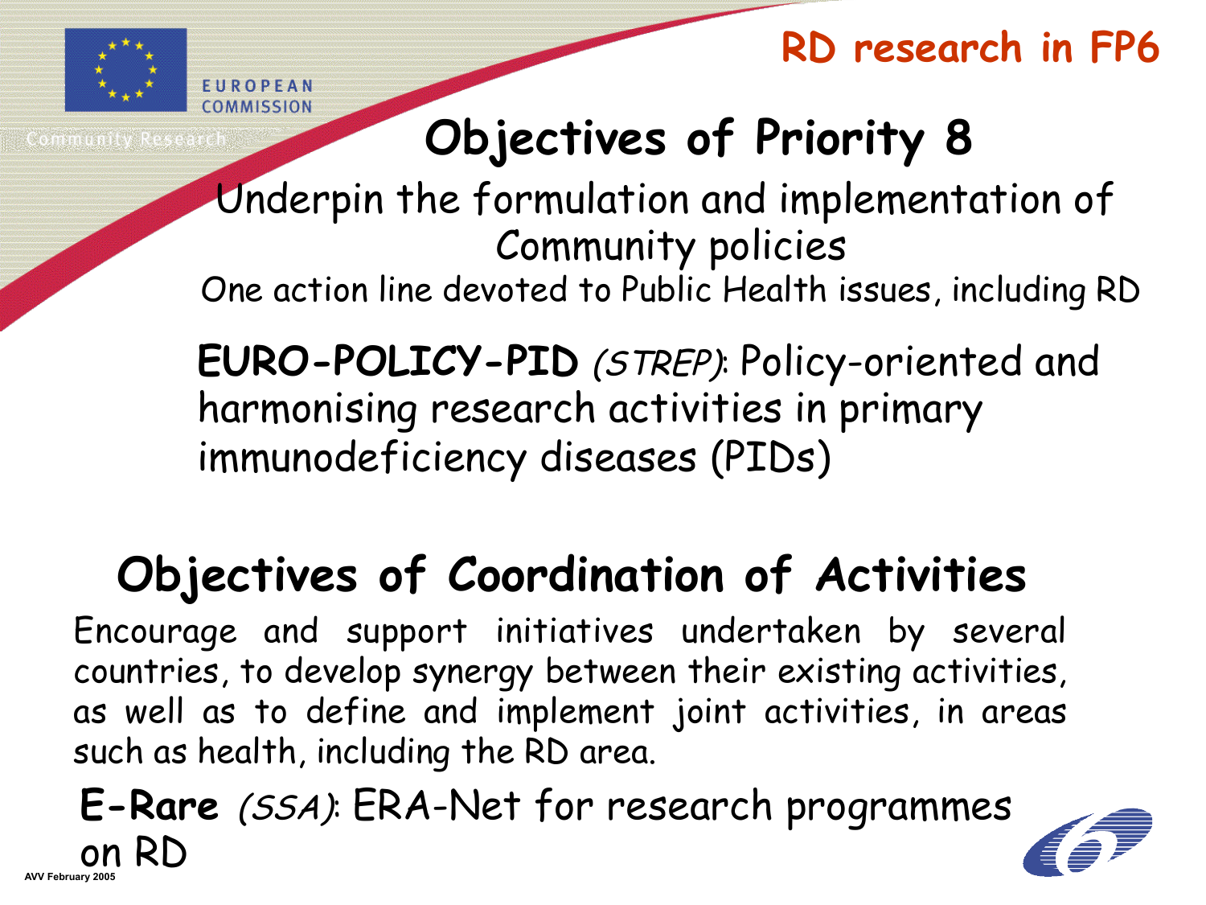# RD research in FP6

## Objectives of Priority 8

Underpin the formulation and implementation of Community policies

One action line devoted to Public Health issues, including RD

**EURO-POLICY-PID** *(STREP)*: Policy-oriented and harmonising research activities in primary immunodeficiency diseases (PIDs)

## Objectives of Coordination of Activities

Encourage and support initiatives undertaken by several countries, to develop synergy between their existing activities, as well as to define and implement joint activities, in areas such as health, including the RD area.

**E-Rare** *(SSA)*: ERA-Net for research programmes on RD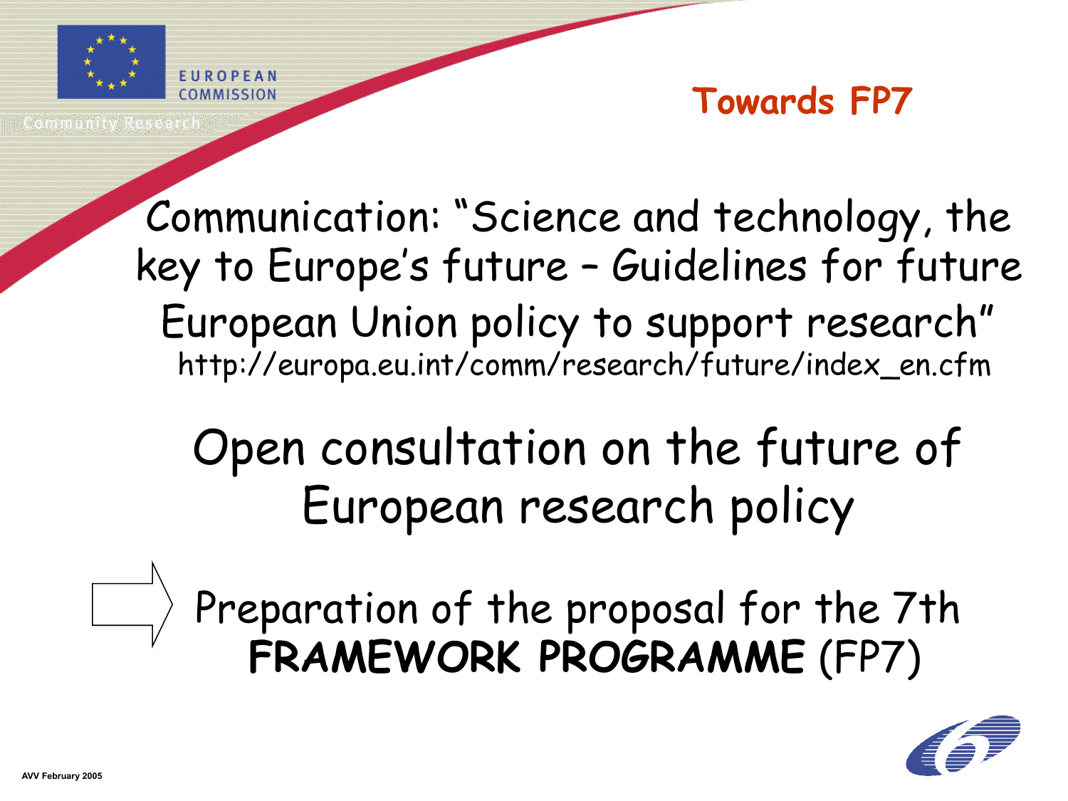# Towards FP7

Communication: "Science and technology, the key to Europe's future – Guidelines for future European Union policy to support research"
http://europa.eu.int/comm/research/future/index_en.cfm

Open consultation on the future of European research policy

⇨ Preparation of the proposal for the 7th **FRAMEWORK PROGRAMME** (FP7)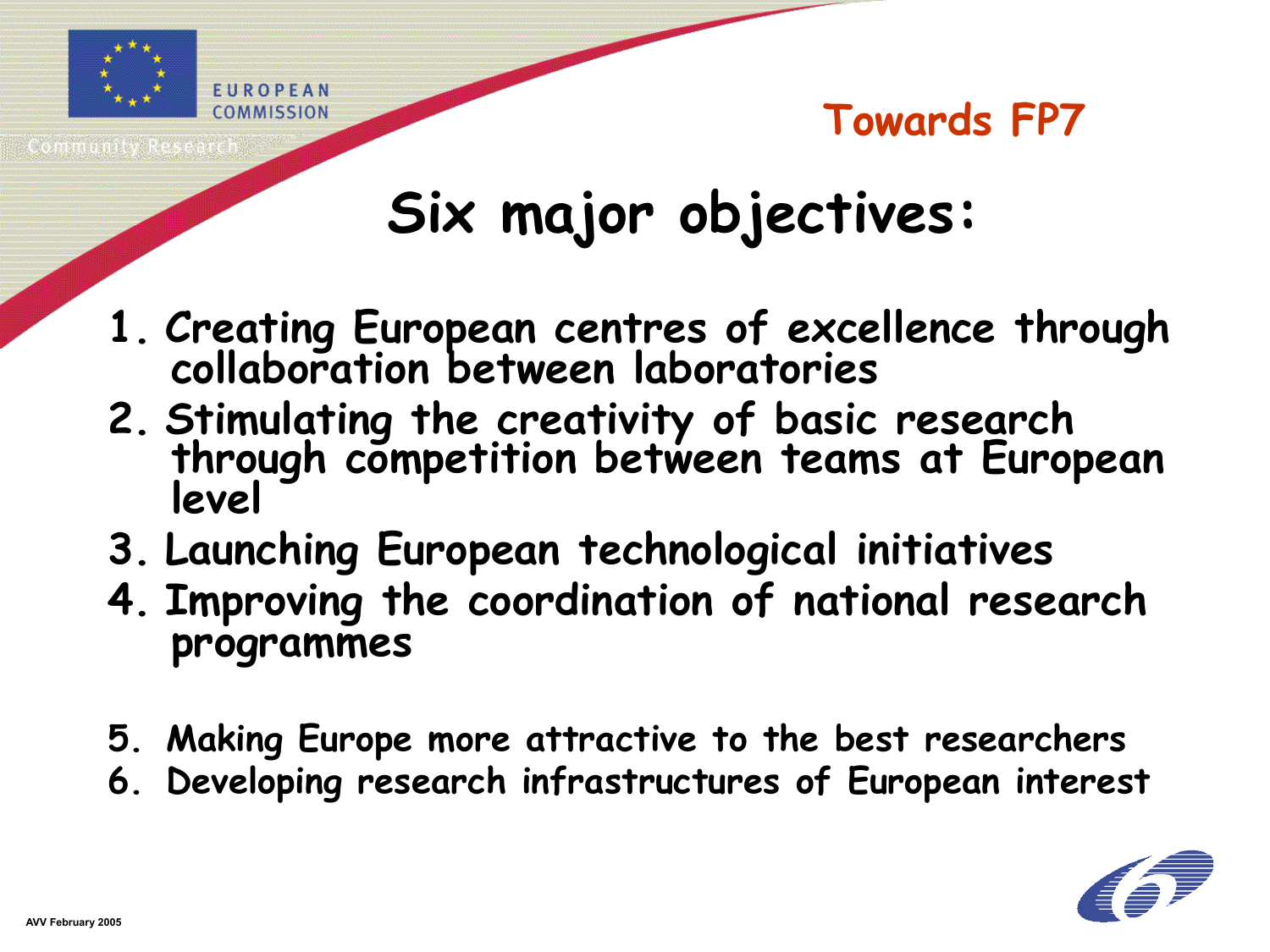## Towards FP7

# Six major objectives:

1. Creating European centres of excellence through collaboration between laboratories
2. Stimulating the creativity of basic research through competition between teams at European level
3. Launching European technological initiatives
4. Improving the coordination of national research programmes
5. Making Europe more attractive to the best researchers
6. Developing research infrastructures of European interest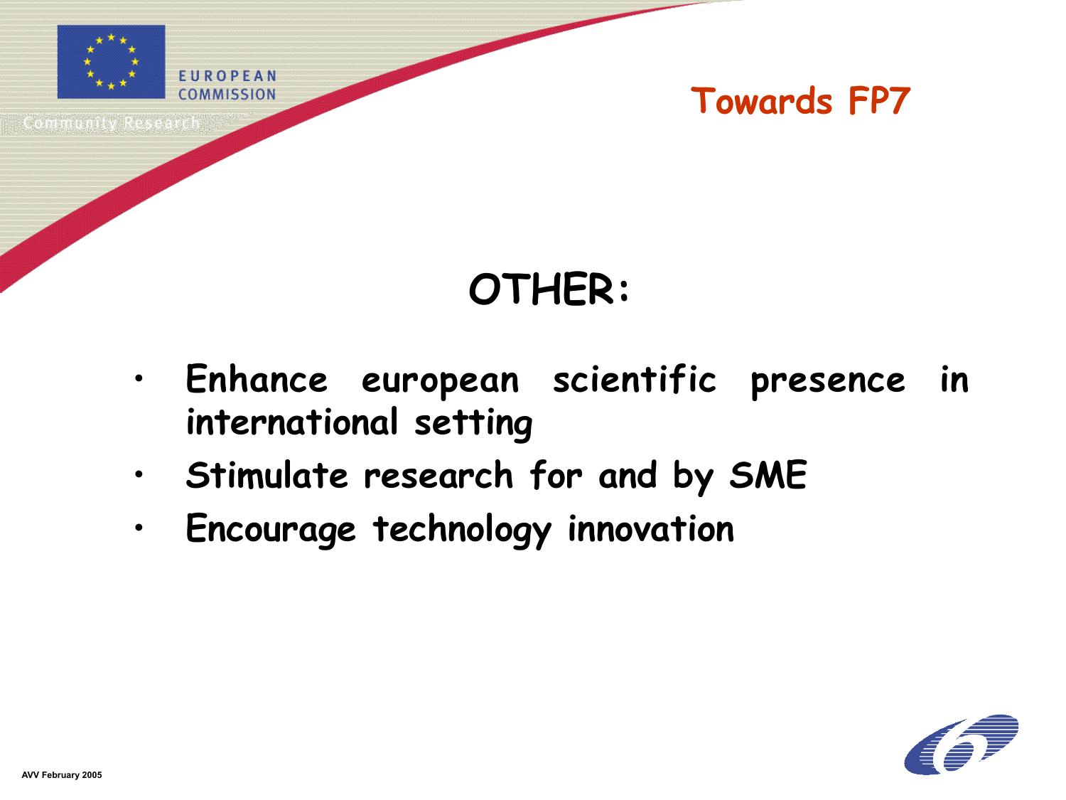## Towards FP7

# OTHER:

- Enhance european scientific presence in international setting
- Stimulate research for and by SME
- Encourage technology innovation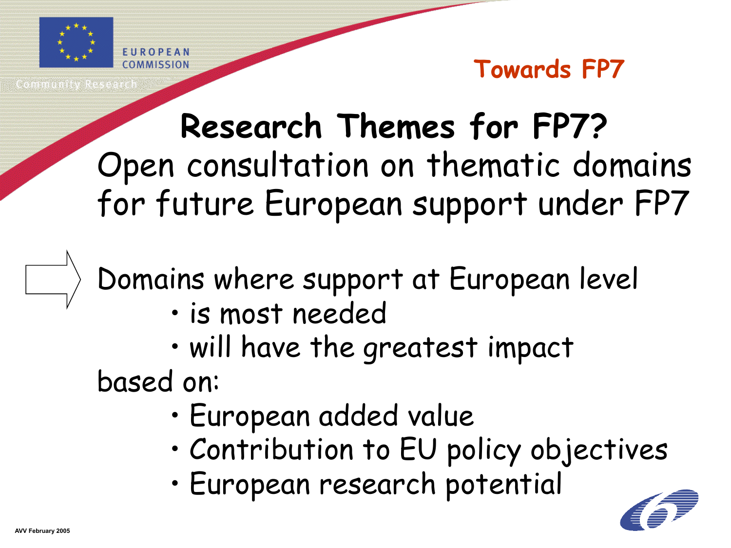Towards FP7

# Research Themes for FP7?

Open consultation on thematic domains for future European support under FP7

Domains where support at European level

- is most needed
- will have the greatest impact

based on:

- European added value
- Contribution to EU policy objectives
- European research potential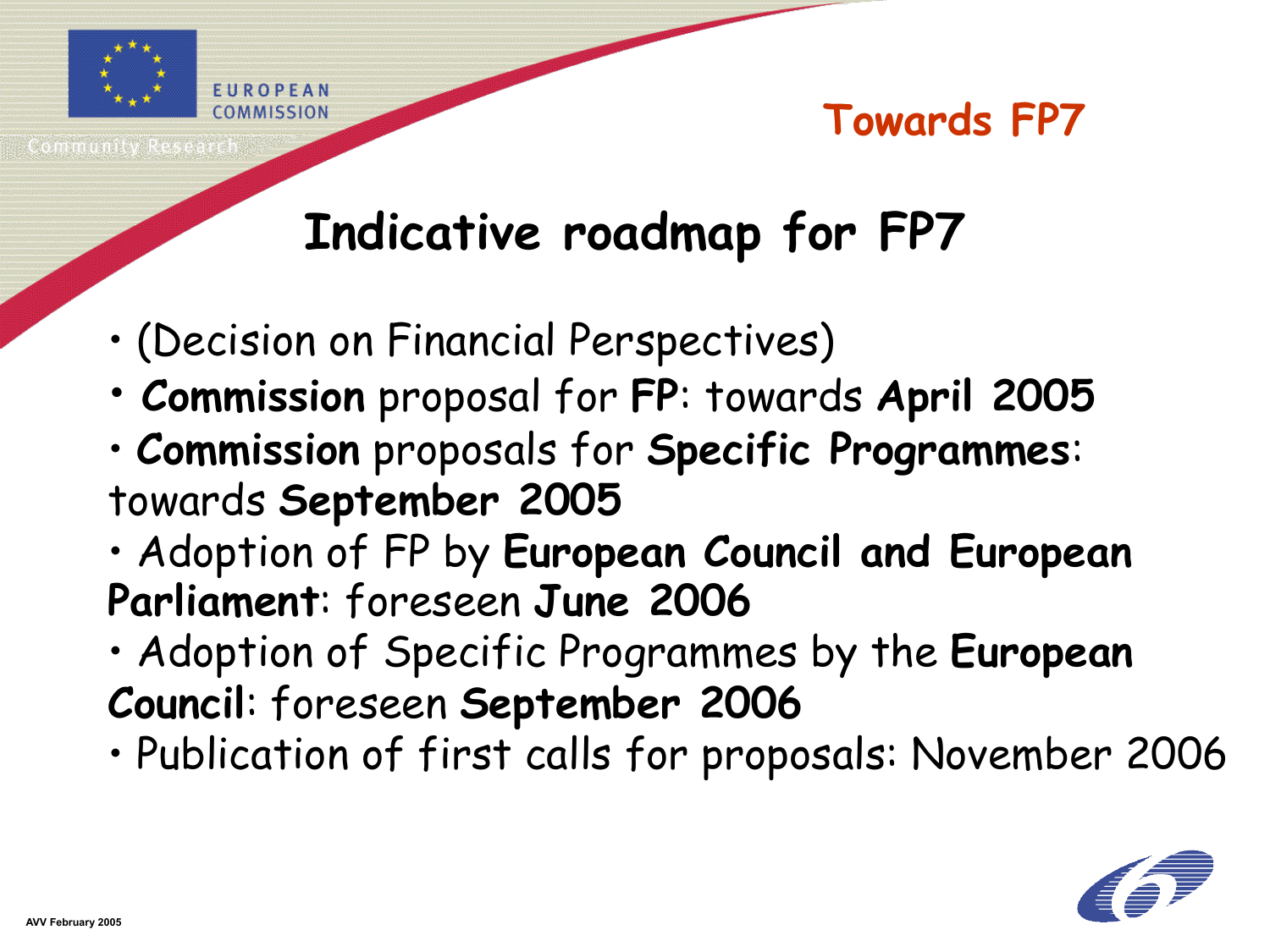## Towards FP7

# Indicative roadmap for FP7

- (Decision on Financial Perspectives)
- **Commission** proposal for **FP**: towards **April 2005**
- **Commission** proposals for **Specific Programmes**: towards **September 2005**
- Adoption of FP by **European Council and European Parliament**: foreseen **June 2006**
- Adoption of Specific Programmes by the **European Council**: foreseen **September 2006**
- Publication of first calls for proposals: November 2006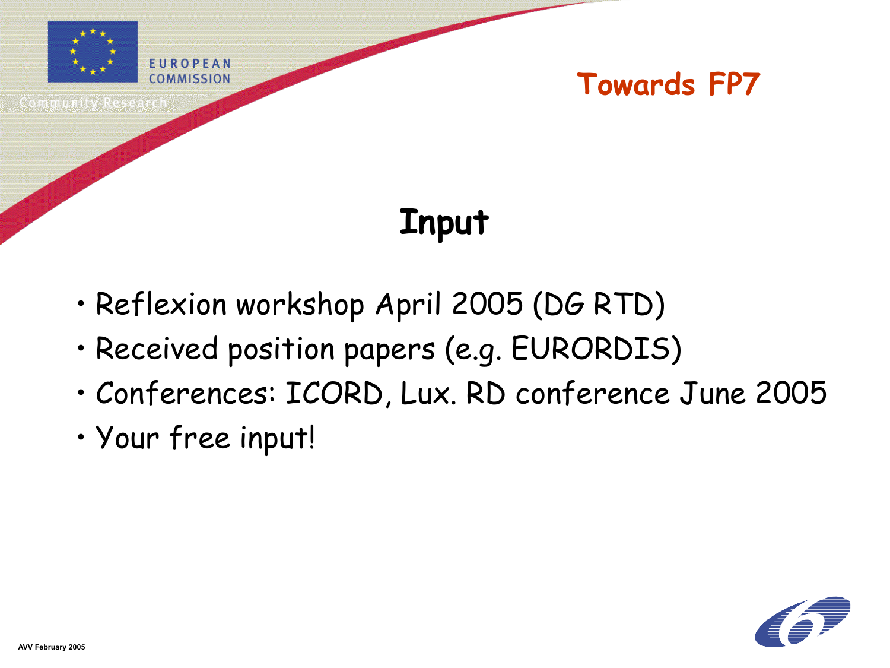## Towards FP7

# Input

- Reflexion workshop April 2005 (DG RTD)
- Received position papers (e.g. EURORDIS)
- Conferences: ICORD, Lux. RD conference June 2005
- Your free input!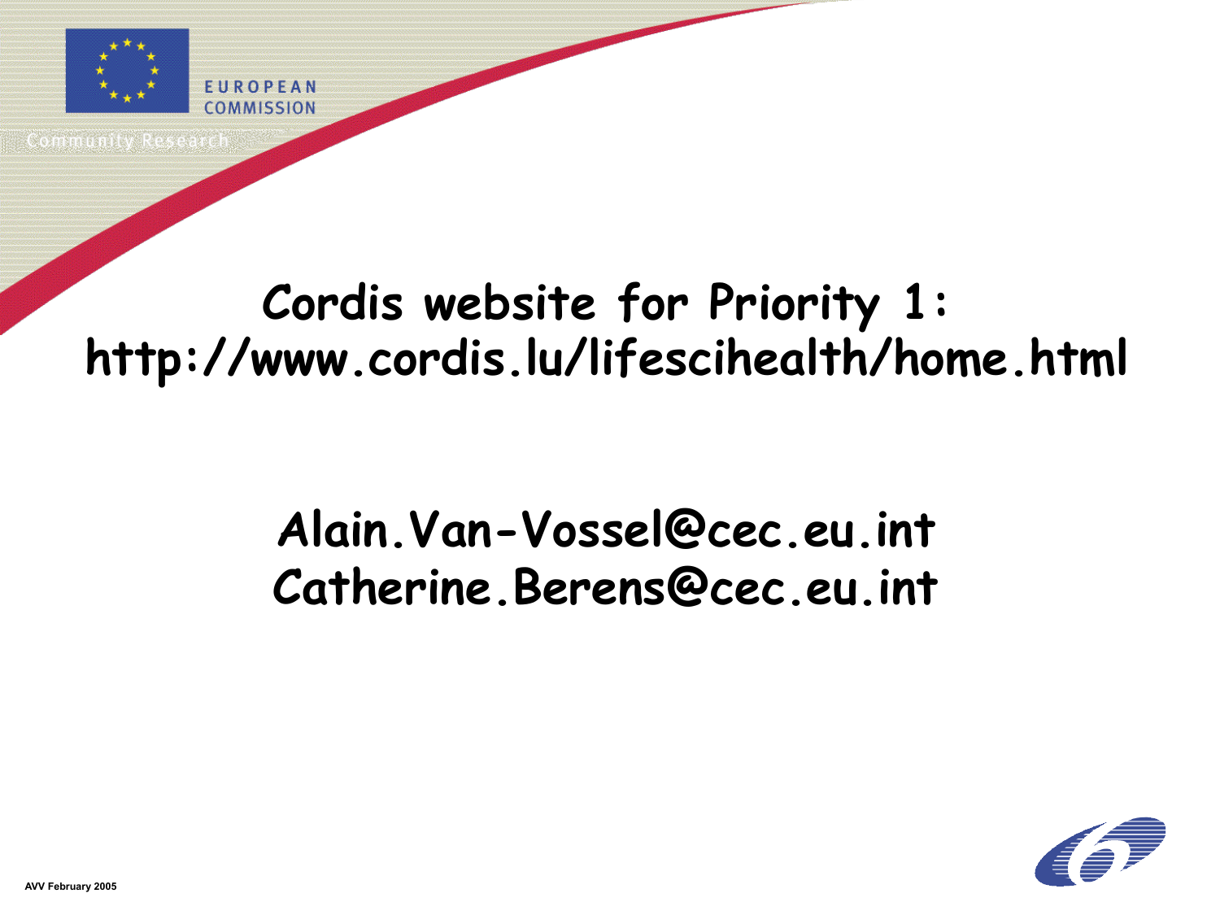# Cordis website for Priority 1: http://www.cordis.lu/lifescihealth/home.html

**Alain.Van-Vossel@cec.eu.int**
**Catherine.Berens@cec.eu.int**